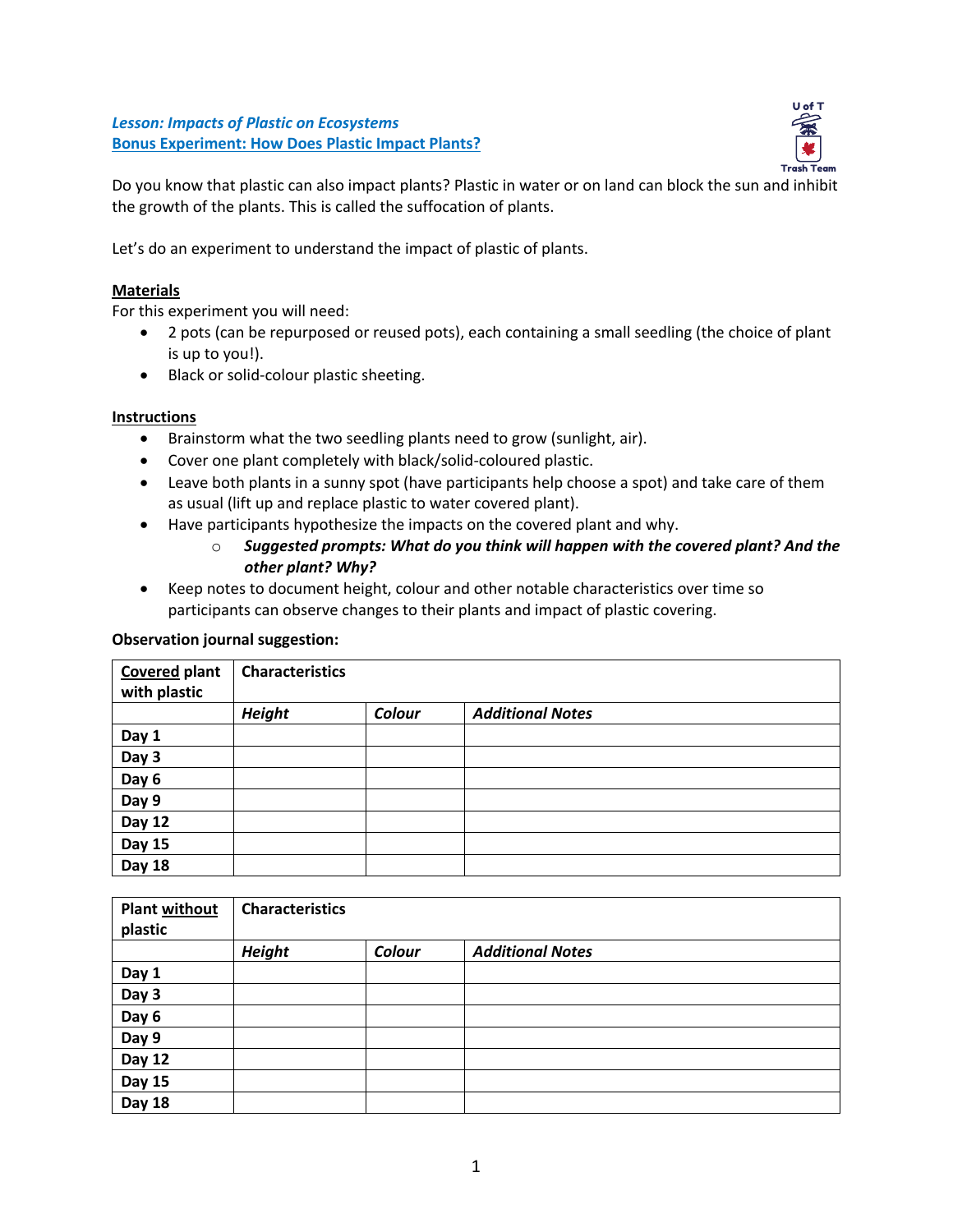***Lesson: Impacts of Plastic on Ecosystems***

**Bonus Experiment: How Does Plastic Impact Plants?**

Do you know that plastic can also impact plants? Plastic in water or on land can block the sun and inhibit the growth of the plants. This is called the suffocation of plants.

Let's do an experiment to understand the impact of plastic of plants.

**Materials**

For this experiment you will need:

- 2 pots (can be repurposed or reused pots), each containing a small seedling (the choice of plant is up to you!).
- Black or solid-colour plastic sheeting.

**Instructions**

- Brainstorm what the two seedling plants need to grow (sunlight, air).
- Cover one plant completely with black/solid-coloured plastic.
- Leave both plants in a sunny spot (have participants help choose a spot) and take care of them as usual (lift up and replace plastic to water covered plant).
- Have participants hypothesize the impacts on the covered plant and why.
    - ***Suggested prompts: What do you think will happen with the covered plant? And the other plant? Why?***
- Keep notes to document height, colour and other notable characteristics over time so participants can observe changes to their plants and impact of plastic covering.

**Observation journal suggestion:**

| **Covered plant with plastic** | **Characteristics** | | |
|---|---|---|---|
| | ***Height*** | ***Colour*** | ***Additional Notes*** |
| **Day 1** | | | |
| **Day 3** | | | |
| **Day 6** | | | |
| **Day 9** | | | |
| **Day 12** | | | |
| **Day 15** | | | |
| **Day 18** | | | |

| **Plant without plastic** | **Characteristics** | | |
|---|---|---|---|
| | ***Height*** | ***Colour*** | ***Additional Notes*** |
| **Day 1** | | | |
| **Day 3** | | | |
| **Day 6** | | | |
| **Day 9** | | | |
| **Day 12** | | | |
| **Day 15** | | | |
| **Day 18** | | | |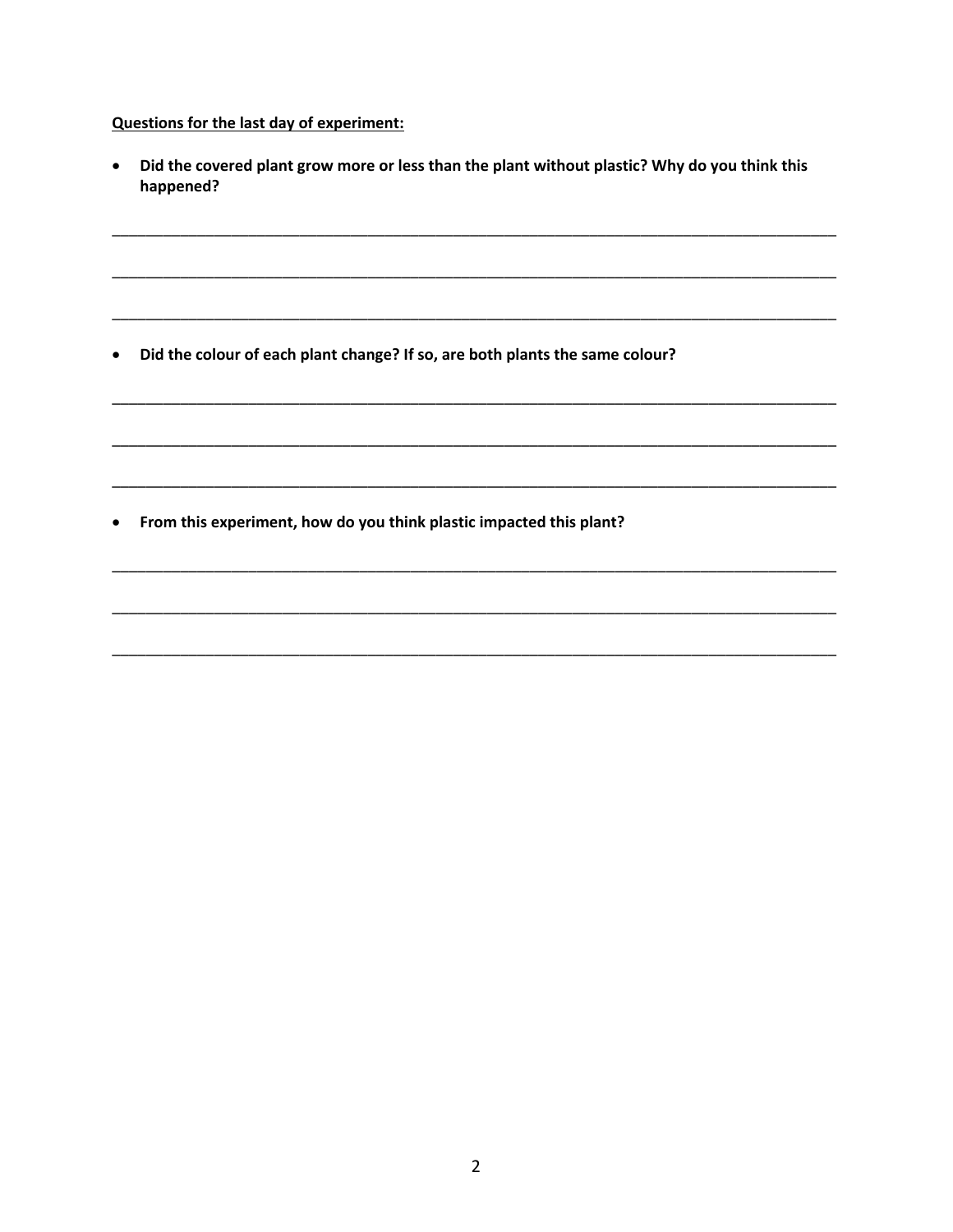**Questions for the last day of experiment:**

- **Did the covered plant grow more or less than the plant without plastic? Why do you think this happened?**

_______________________________________________________________________________________

_______________________________________________________________________________________

_______________________________________________________________________________________

- **Did the colour of each plant change? If so, are both plants the same colour?**

_______________________________________________________________________________________

_______________________________________________________________________________________

_______________________________________________________________________________________

- **From this experiment, how do you think plastic impacted this plant?**

_______________________________________________________________________________________

_______________________________________________________________________________________

_______________________________________________________________________________________